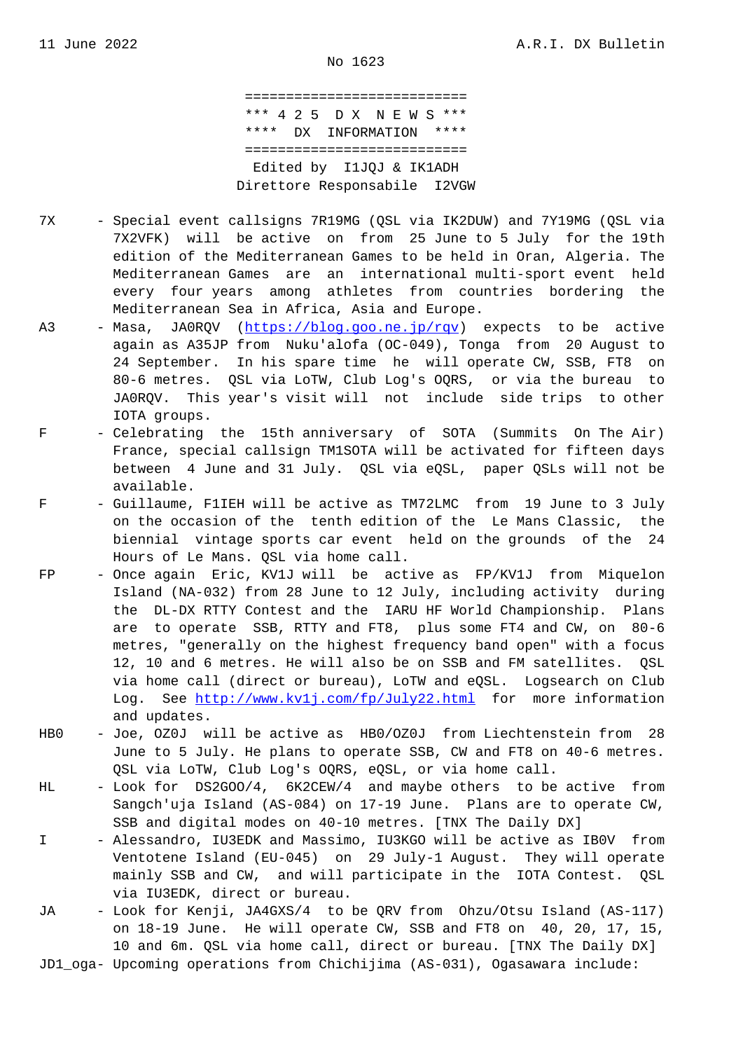11 June 2022 A.R.I. DX Bulletin

No 1623

===========================
\*\*\* 4 2 5 D X N E W S \*\*\*
\*\*\*\* DX INFORMATION \*\*\*\*
===========================
Edited by I1JQJ & IK1ADH
Direttore Responsabile I2VGW

7X - Special event callsigns 7R19MG (QSL via IK2DUW) and 7Y19MG (QSL via 7X2VFK) will be active on from 25 June to 5 July for the 19th edition of the Mediterranean Games to be held in Oran, Algeria. The Mediterranean Games are an international multi-sport event held every four years among athletes from countries bordering the Mediterranean Sea in Africa, Asia and Europe.

A3 - Masa, JA0RQV (https://blog.goo.ne.jp/rqv) expects to be active again as A35JP from Nuku'alofa (OC-049), Tonga from 20 August to 24 September. In his spare time he will operate CW, SSB, FT8 on 80-6 metres. QSL via LoTW, Club Log's OQRS, or via the bureau to JA0RQV. This year's visit will not include side trips to other IOTA groups.

F - Celebrating the 15th anniversary of SOTA (Summits On The Air) France, special callsign TM1SOTA will be activated for fifteen days between 4 June and 31 July. QSL via eQSL, paper QSLs will not be available.

F - Guillaume, F1IEH will be active as TM72LMC from 19 June to 3 July on the occasion of the tenth edition of the Le Mans Classic, the biennial vintage sports car event held on the grounds of the 24 Hours of Le Mans. QSL via home call.

FP - Once again Eric, KV1J will be active as FP/KV1J from Miquelon Island (NA-032) from 28 June to 12 July, including activity during the DL-DX RTTY Contest and the IARU HF World Championship. Plans are to operate SSB, RTTY and FT8, plus some FT4 and CW, on 80-6 metres, "generally on the highest frequency band open" with a focus 12, 10 and 6 metres. He will also be on SSB and FM satellites. QSL via home call (direct or bureau), LoTW and eQSL. Logsearch on Club Log. See http://www.kv1j.com/fp/July22.html for more information and updates.

HB0 - Joe, OZ0J will be active as HB0/OZ0J from Liechtenstein from 28 June to 5 July. He plans to operate SSB, CW and FT8 on 40-6 metres. QSL via LoTW, Club Log's OQRS, eQSL, or via home call.

HL - Look for DS2GOO/4, 6K2CEW/4 and maybe others to be active from Sangch'uja Island (AS-084) on 17-19 June. Plans are to operate CW, SSB and digital modes on 40-10 metres. [TNX The Daily DX]

I - Alessandro, IU3EDK and Massimo, IU3KGO will be active as IB0V from Ventotene Island (EU-045) on 29 July-1 August. They will operate mainly SSB and CW, and will participate in the IOTA Contest. QSL via IU3EDK, direct or bureau.

JA - Look for Kenji, JA4GXS/4 to be QRV from Ohzu/Otsu Island (AS-117) on 18-19 June. He will operate CW, SSB and FT8 on 40, 20, 17, 15, 10 and 6m. QSL via home call, direct or bureau. [TNX The Daily DX]

JD1_oga- Upcoming operations from Chichijima (AS-031), Ogasawara include: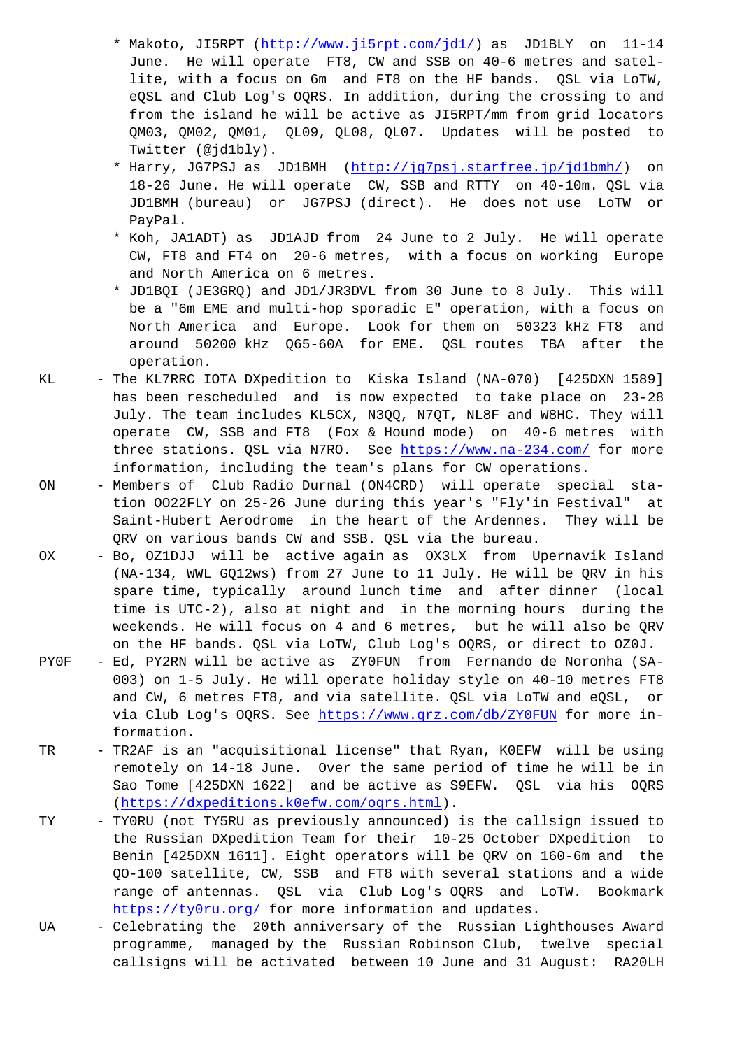* Makoto, JI5RPT (http://www.ji5rpt.com/jd1/) as JD1BLY on 11-14 June. He will operate FT8, CW and SSB on 40-6 metres and satellite, with a focus on 6m and FT8 on the HF bands. QSL via LoTW, eQSL and Club Log's OQRS. In addition, during the crossing to and from the island he will be active as JI5RPT/mm from grid locators QM03, QM02, QM01, QL09, QL08, QL07. Updates will be posted to Twitter (@jd1bly).
* Harry, JG7PSJ as JD1BMH (http://jg7psj.starfree.jp/jd1bmh/) on 18-26 June. He will operate CW, SSB and RTTY on 40-10m. QSL via JD1BMH (bureau) or JG7PSJ (direct). He does not use LoTW or PayPal.
* Koh, JA1ADT) as JD1AJD from 24 June to 2 July. He will operate CW, FT8 and FT4 on 20-6 metres, with a focus on working Europe and North America on 6 metres.
* JD1BQI (JE3GRQ) and JD1/JR3DVL from 30 June to 8 July. This will be a "6m EME and multi-hop sporadic E" operation, with a focus on North America and Europe. Look for them on 50323 kHz FT8 and around 50200 kHz Q65-60A for EME. QSL routes TBA after the operation.

KL - The KL7RRC IOTA DXpedition to Kiska Island (NA-070) [425DXN 1589] has been rescheduled and is now expected to take place on 23-28 July. The team includes KL5CX, N3QQ, N7QT, NL8F and W8HC. They will operate CW, SSB and FT8 (Fox & Hound mode) on 40-6 metres with three stations. QSL via N7RO. See https://www.na-234.com/ for more information, including the team's plans for CW operations.

ON - Members of Club Radio Durnal (ON4CRD) will operate special station OO22FLY on 25-26 June during this year's "Fly'in Festival" at Saint-Hubert Aerodrome in the heart of the Ardennes. They will be QRV on various bands CW and SSB. QSL via the bureau.

OX - Bo, OZ1DJJ will be active again as OX3LX from Upernavik Island (NA-134, WWL GQ12ws) from 27 June to 11 July. He will be QRV in his spare time, typically around lunch time and after dinner (local time is UTC-2), also at night and in the morning hours during the weekends. He will focus on 4 and 6 metres, but he will also be QRV on the HF bands. QSL via LoTW, Club Log's OQRS, or direct to OZ0J.

PY0F - Ed, PY2RN will be active as ZY0FUN from Fernando de Noronha (SA-003) on 1-5 July. He will operate holiday style on 40-10 metres FT8 and CW, 6 metres FT8, and via satellite. QSL via LoTW and eQSL, or via Club Log's OQRS. See https://www.qrz.com/db/ZY0FUN for more information.

TR - TR2AF is an "acquisitional license" that Ryan, K0EFW will be using remotely on 14-18 June. Over the same period of time he will be in Sao Tome [425DXN 1622] and be active as S9EFW. QSL via his OQRS (https://dxpeditions.k0efw.com/oqrs.html).

TY - TY0RU (not TY5RU as previously announced) is the callsign issued to the Russian DXpedition Team for their 10-25 October DXpedition to Benin [425DXN 1611]. Eight operators will be QRV on 160-6m and the QO-100 satellite, CW, SSB and FT8 with several stations and a wide range of antennas. QSL via Club Log's OQRS and LoTW. Bookmark https://ty0ru.org/ for more information and updates.

UA - Celebrating the 20th anniversary of the Russian Lighthouses Award programme, managed by the Russian Robinson Club, twelve special callsigns will be activated between 10 June and 31 August: RA20LH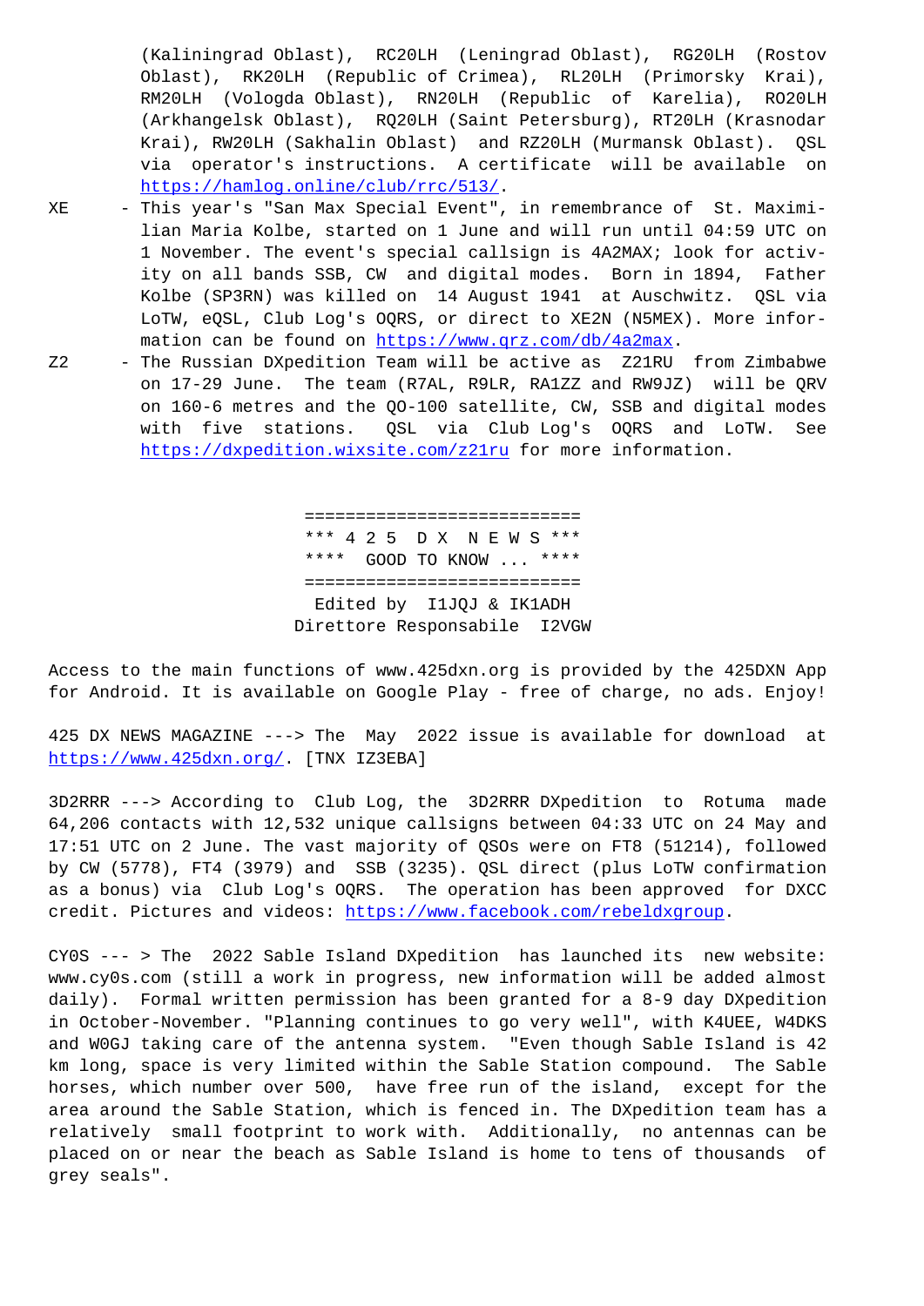(Kaliningrad Oblast), RC20LH (Leningrad Oblast), RG20LH (Rostov Oblast), RK20LH (Republic of Crimea), RL20LH (Primorsky Krai), RM20LH (Vologda Oblast), RN20LH (Republic of Karelia), RO20LH (Arkhangelsk Oblast), RQ20LH (Saint Petersburg), RT20LH (Krasnodar Krai), RW20LH (Sakhalin Oblast) and RZ20LH (Murmansk Oblast). QSL via operator's instructions. A certificate will be available on https://hamlog.online/club/rrc/513/.

XE - This year's "San Max Special Event", in remembrance of St. Maximilian Maria Kolbe, started on 1 June and will run until 04:59 UTC on 1 November. The event's special callsign is 4A2MAX; look for activity on all bands SSB, CW and digital modes. Born in 1894, Father Kolbe (SP3RN) was killed on 14 August 1941 at Auschwitz. QSL via LoTW, eQSL, Club Log's OQRS, or direct to XE2N (N5MEX). More information can be found on https://www.qrz.com/db/4a2max.

Z2 - The Russian DXpedition Team will be active as Z21RU from Zimbabwe on 17-29 June. The team (R7AL, R9LR, RA1ZZ and RW9JZ) will be QRV on 160-6 metres and the QO-100 satellite, CW, SSB and digital modes with five stations. QSL via Club Log's OQRS and LoTW. See https://dxpedition.wixsite.com/z21ru for more information.

```
==========================
*** 4 2 5  D X  N E W S ***
****  GOOD TO KNOW ... ****
==========================
 Edited by  I1JQJ & IK1ADH
Direttore Responsabile  I2VGW
```

Access to the main functions of www.425dxn.org is provided by the 425DXN App for Android. It is available on Google Play - free of charge, no ads. Enjoy!

425 DX NEWS MAGAZINE ---> The May 2022 issue is available for download at https://www.425dxn.org/. [TNX IZ3EBA]

3D2RRR ---> According to Club Log, the 3D2RRR DXpedition to Rotuma made 64,206 contacts with 12,532 unique callsigns between 04:33 UTC on 24 May and 17:51 UTC on 2 June. The vast majority of QSOs were on FT8 (51214), followed by CW (5778), FT4 (3979) and SSB (3235). QSL direct (plus LoTW confirmation as a bonus) via Club Log's OQRS. The operation has been approved for DXCC credit. Pictures and videos: https://www.facebook.com/rebeldxgroup.

CY0S --- > The 2022 Sable Island DXpedition has launched its new website: www.cy0s.com (still a work in progress, new information will be added almost daily). Formal written permission has been granted for a 8-9 day DXpedition in October-November. "Planning continues to go very well", with K4UEE, W4DKS and W0GJ taking care of the antenna system. "Even though Sable Island is 42 km long, space is very limited within the Sable Station compound. The Sable horses, which number over 500, have free run of the island, except for the area around the Sable Station, which is fenced in. The DXpedition team has a relatively small footprint to work with. Additionally, no antennas can be placed on or near the beach as Sable Island is home to tens of thousands of grey seals".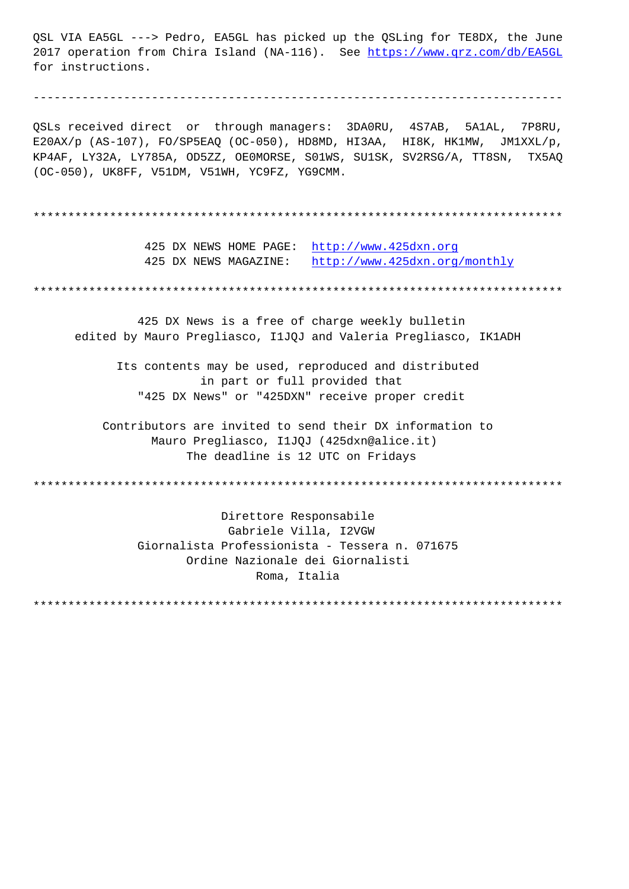QSL VIA EA5GL ---> Pedro, EA5GL has picked up the QSLing for TE8DX, the June 2017 operation from Chira Island (NA-116). See https://www.qrz.com/db/EA5GL for instructions.

---

QSLs received direct or through managers: 3DA0RU, 4S7AB, 5A1AL, 7P8RU, E20AX/p (AS-107), FO/SP5EAQ (OC-050), HD8MD, HI3AA, HI8K, HK1MW, JM1XXL/p, KP4AF, LY32A, LY785A, OD5ZZ, OE0MORSE, S01WS, SU1SK, SV2RSG/A, TT8SN, TX5AQ (OC-050), UK8FF, V51DM, V51WH, YC9FZ, YG9CMM.

*****************************************************************************

425 DX NEWS HOME PAGE: http://www.425dxn.org
425 DX NEWS MAGAZINE: http://www.425dxn.org/monthly

*****************************************************************************

425 DX News is a free of charge weekly bulletin
edited by Mauro Pregliasco, I1JQJ and Valeria Pregliasco, IK1ADH

Its contents may be used, reproduced and distributed
in part or full provided that
"425 DX News" or "425DXN" receive proper credit

Contributors are invited to send their DX information to
Mauro Pregliasco, I1JQJ (425dxn@alice.it)
The deadline is 12 UTC on Fridays

*****************************************************************************

Direttore Responsabile
Gabriele Villa, I2VGW
Giornalista Professionista - Tessera n. 071675
Ordine Nazionale dei Giornalisti
Roma, Italia

*****************************************************************************